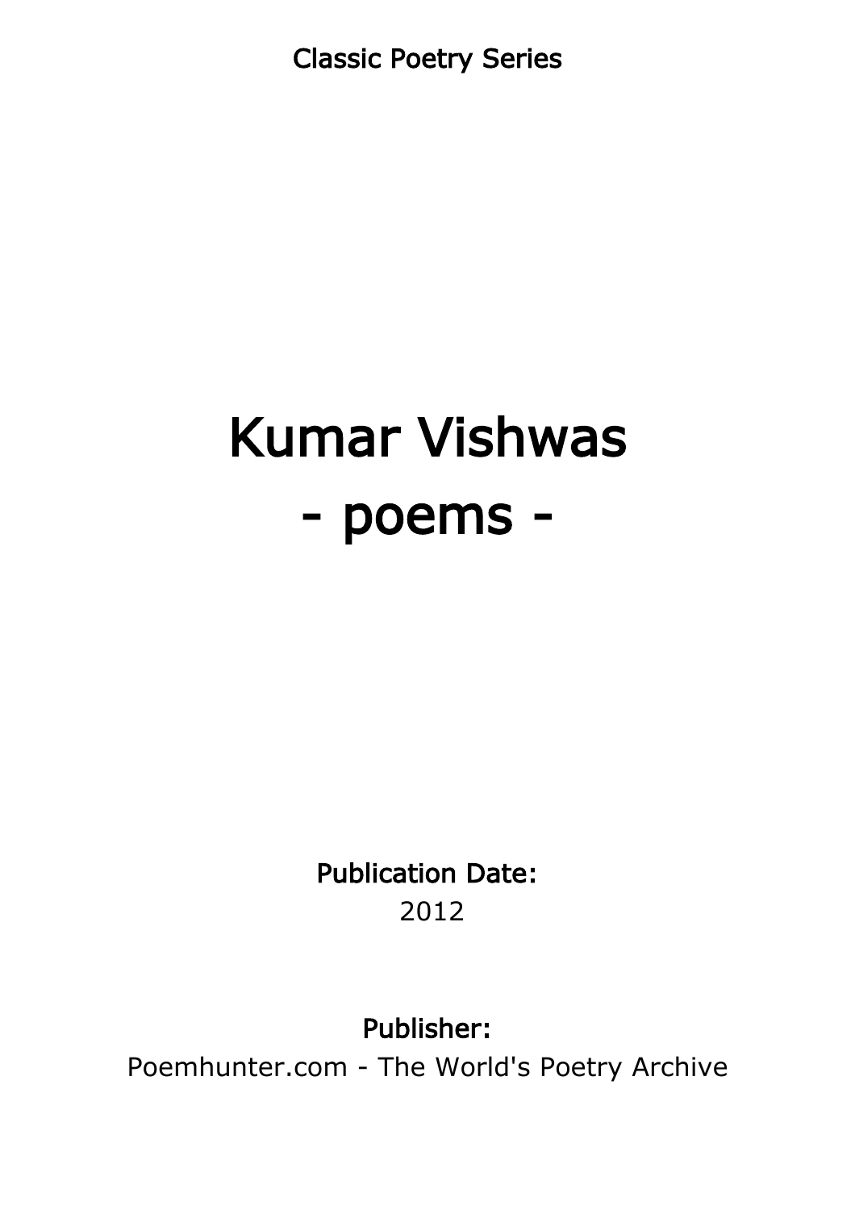Classic Poetry Series

# Kumar Vishwas
# - poems -

**Publication Date:**
2012

**Publisher:**
Poemhunter.com - The World's Poetry Archive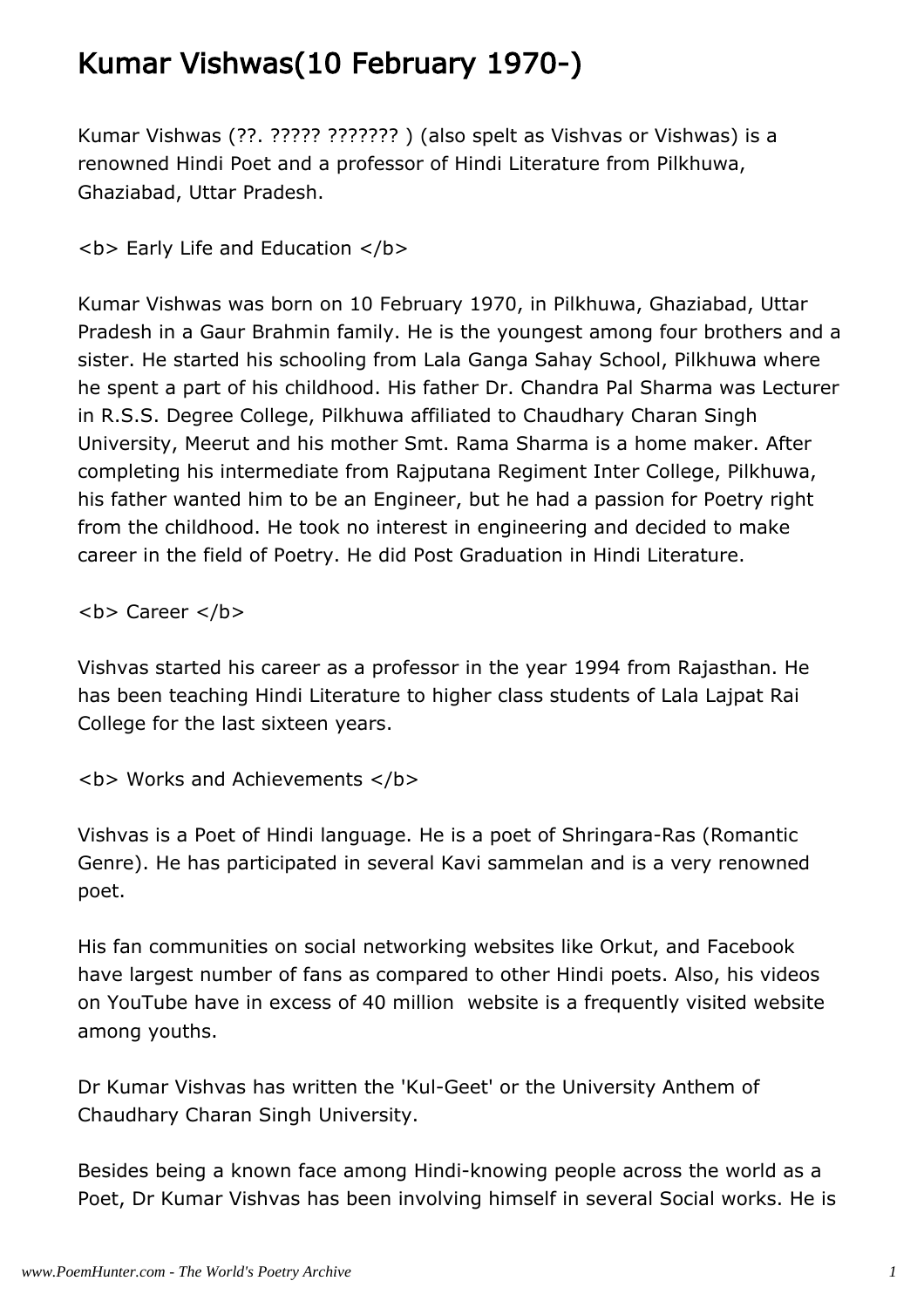# Kumar Vishwas(10 February 1970-)

Kumar Vishwas (??. ????? ??????? ) (also spelt as Vishvas or Vishwas) is a renowned Hindi Poet and a professor of Hindi Literature from Pilkhuwa, Ghaziabad, Uttar Pradesh.

<b> Early Life and Education </b>

Kumar Vishwas was born on 10 February 1970, in Pilkhuwa, Ghaziabad, Uttar Pradesh in a Gaur Brahmin family. He is the youngest among four brothers and a sister. He started his schooling from Lala Ganga Sahay School, Pilkhuwa where he spent a part of his childhood. His father Dr. Chandra Pal Sharma was Lecturer in R.S.S. Degree College, Pilkhuwa affiliated to Chaudhary Charan Singh University, Meerut and his mother Smt. Rama Sharma is a home maker. After completing his intermediate from Rajputana Regiment Inter College, Pilkhuwa, his father wanted him to be an Engineer, but he had a passion for Poetry right from the childhood. He took no interest in engineering and decided to make career in the field of Poetry. He did Post Graduation in Hindi Literature.

<b> Career </b>

Vishvas started his career as a professor in the year 1994 from Rajasthan. He has been teaching Hindi Literature to higher class students of Lala Lajpat Rai College for the last sixteen years.

<b> Works and Achievements </b>

Vishvas is a Poet of Hindi language. He is a poet of Shringara-Ras (Romantic Genre). He has participated in several Kavi sammelan and is a very renowned poet.

His fan communities on social networking websites like Orkut, and Facebook have largest number of fans as compared to other Hindi poets. Also, his videos on YouTube have in excess of 40 million  website is a frequently visited website among youths.

Dr Kumar Vishvas has written the 'Kul-Geet' or the University Anthem of Chaudhary Charan Singh University.

Besides being a known face among Hindi-knowing people across the world as a Poet, Dr Kumar Vishvas has been involving himself in several Social works. He is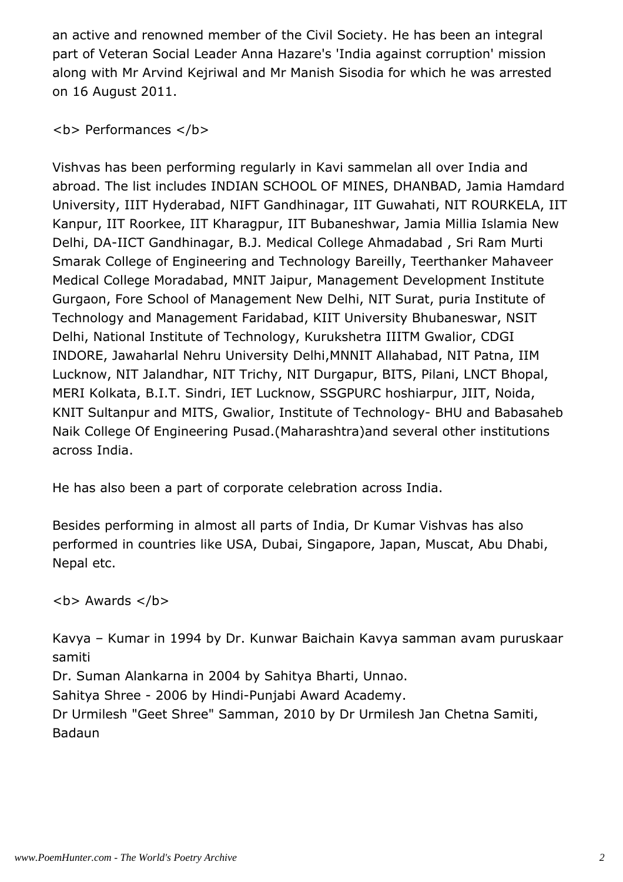an active and renowned member of the Civil Society. He has been an integral part of Veteran Social Leader Anna Hazare's 'India against corruption' mission along with Mr Arvind Kejriwal and Mr Manish Sisodia for which he was arrested on 16 August 2011.

<b> Performances </b>

Vishvas has been performing regularly in Kavi sammelan all over India and abroad. The list includes INDIAN SCHOOL OF MINES, DHANBAD, Jamia Hamdard University, IIIT Hyderabad, NIFT Gandhinagar, IIT Guwahati, NIT ROURKELA, IIT Kanpur, IIT Roorkee, IIT Kharagpur, IIT Bubaneshwar, Jamia Millia Islamia New Delhi, DA-IICT Gandhinagar, B.J. Medical College Ahmadabad , Sri Ram Murti Smarak College of Engineering and Technology Bareilly, Teerthanker Mahaveer Medical College Moradabad, MNIT Jaipur, Management Development Institute Gurgaon, Fore School of Management New Delhi, NIT Surat, puria Institute of Technology and Management Faridabad, KIIT University Bhubaneswar, NSIT Delhi, National Institute of Technology, Kurukshetra IIITM Gwalior, CDGI INDORE, Jawaharlal Nehru University Delhi,MNNIT Allahabad, NIT Patna, IIM Lucknow, NIT Jalandhar, NIT Trichy, NIT Durgapur, BITS, Pilani, LNCT Bhopal, MERI Kolkata, B.I.T. Sindri, IET Lucknow, SSGPURC hoshiarpur, JIIT, Noida, KNIT Sultanpur and MITS, Gwalior, Institute of Technology- BHU and Babasaheb Naik College Of Engineering Pusad.(Maharashtra)and several other institutions across India.

He has also been a part of corporate celebration across India.

Besides performing in almost all parts of India, Dr Kumar Vishvas has also performed in countries like USA, Dubai, Singapore, Japan, Muscat, Abu Dhabi, Nepal etc.

<b> Awards </b>

Kavya – Kumar in 1994 by Dr. Kunwar Baichain Kavya samman avam puruskaar samiti
Dr. Suman Alankarna in 2004 by Sahitya Bharti, Unnao.
Sahitya Shree - 2006 by Hindi-Punjabi Award Academy.
Dr Urmilesh "Geet Shree" Samman, 2010 by Dr Urmilesh Jan Chetna Samiti, Badaun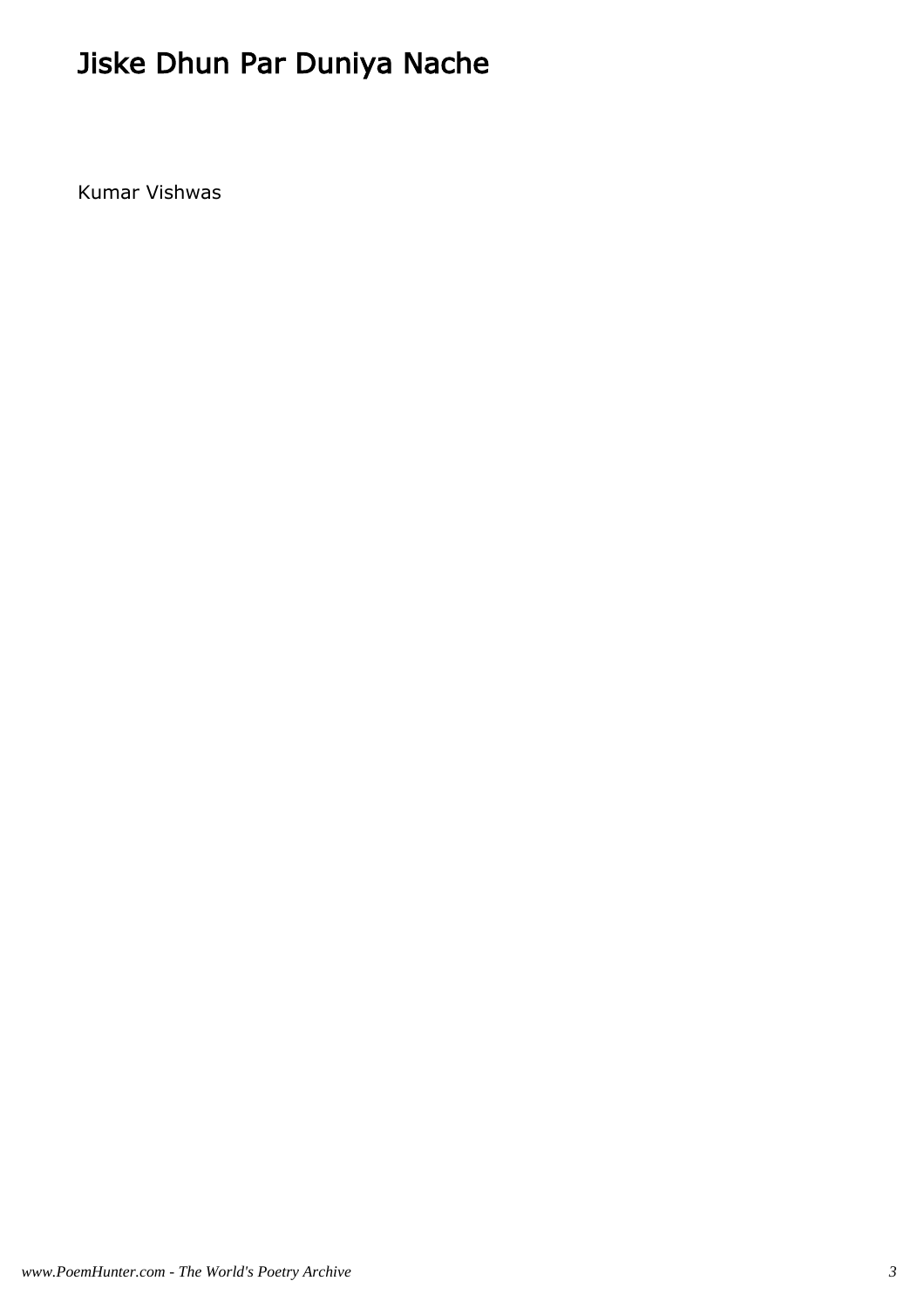# Jiske Dhun Par Duniya Nache

Kumar Vishwas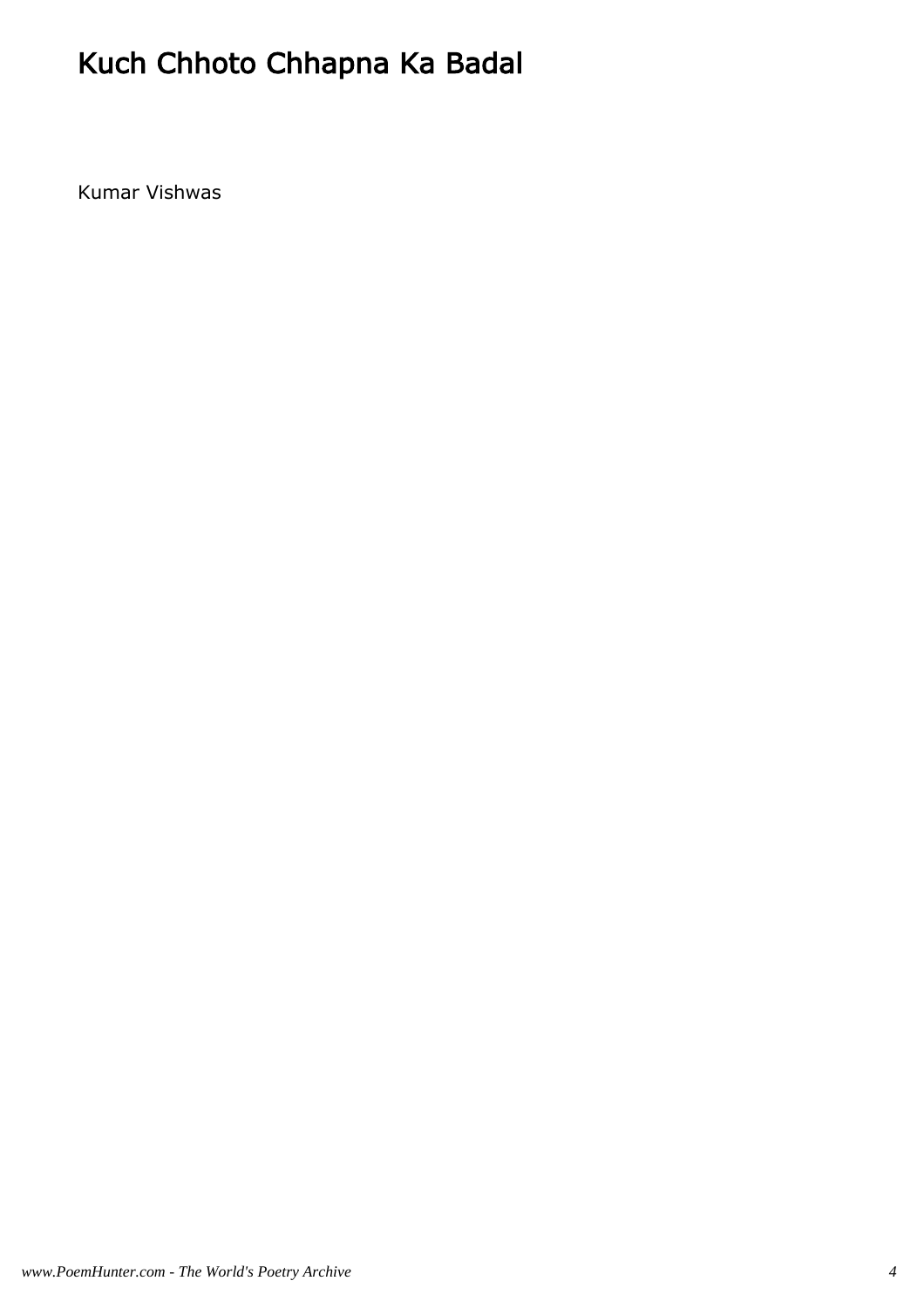# Kuch Chhoto Chhapna Ka Badal

Kumar Vishwas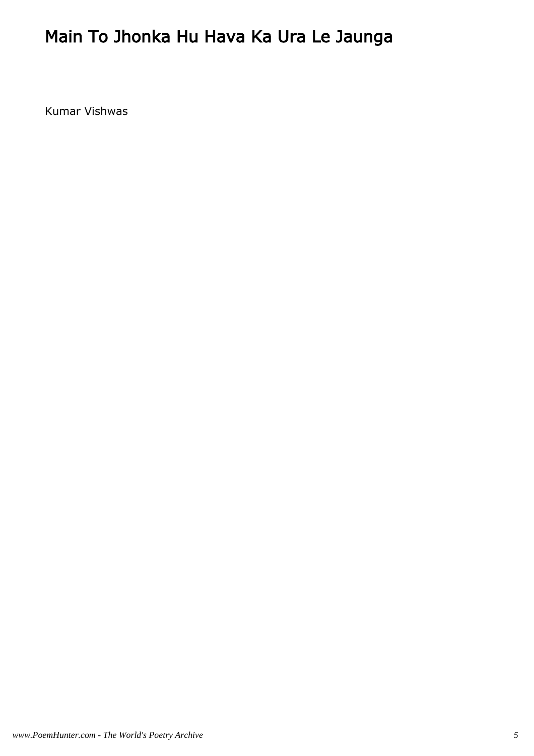# Main To Jhonka Hu Hava Ka Ura Le Jaunga

Kumar Vishwas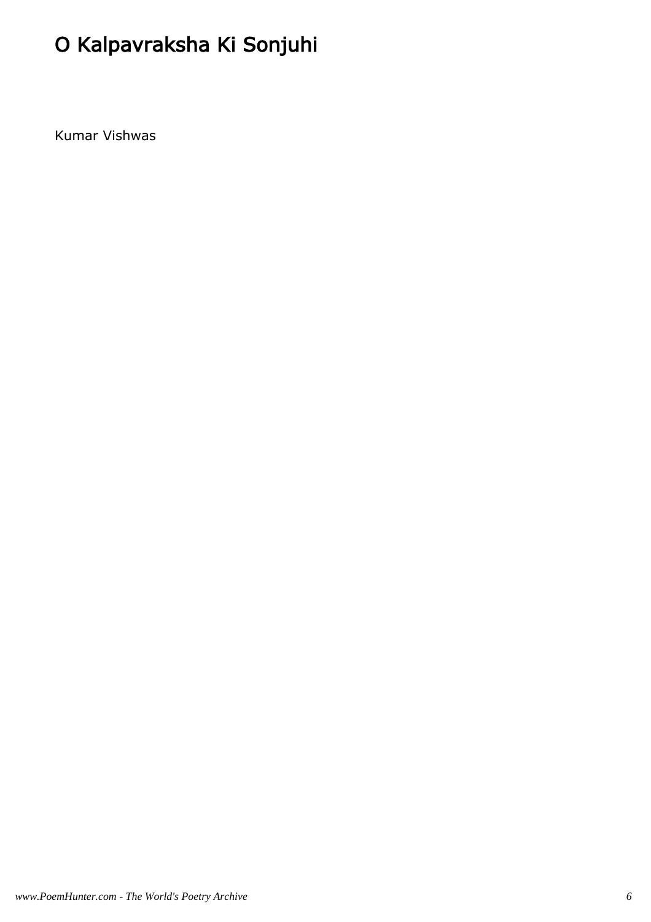# O Kalpavraksha Ki Sonjuhi

Kumar Vishwas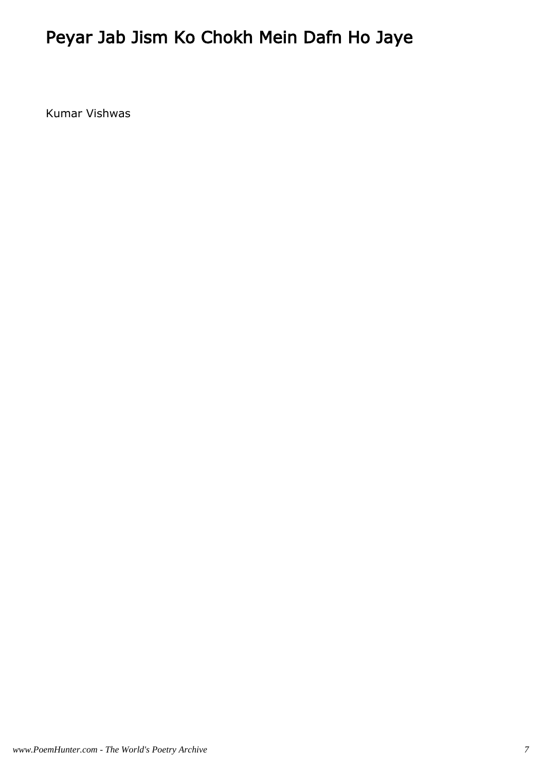# Peyar Jab Jism Ko Chokh Mein Dafn Ho Jaye

Kumar Vishwas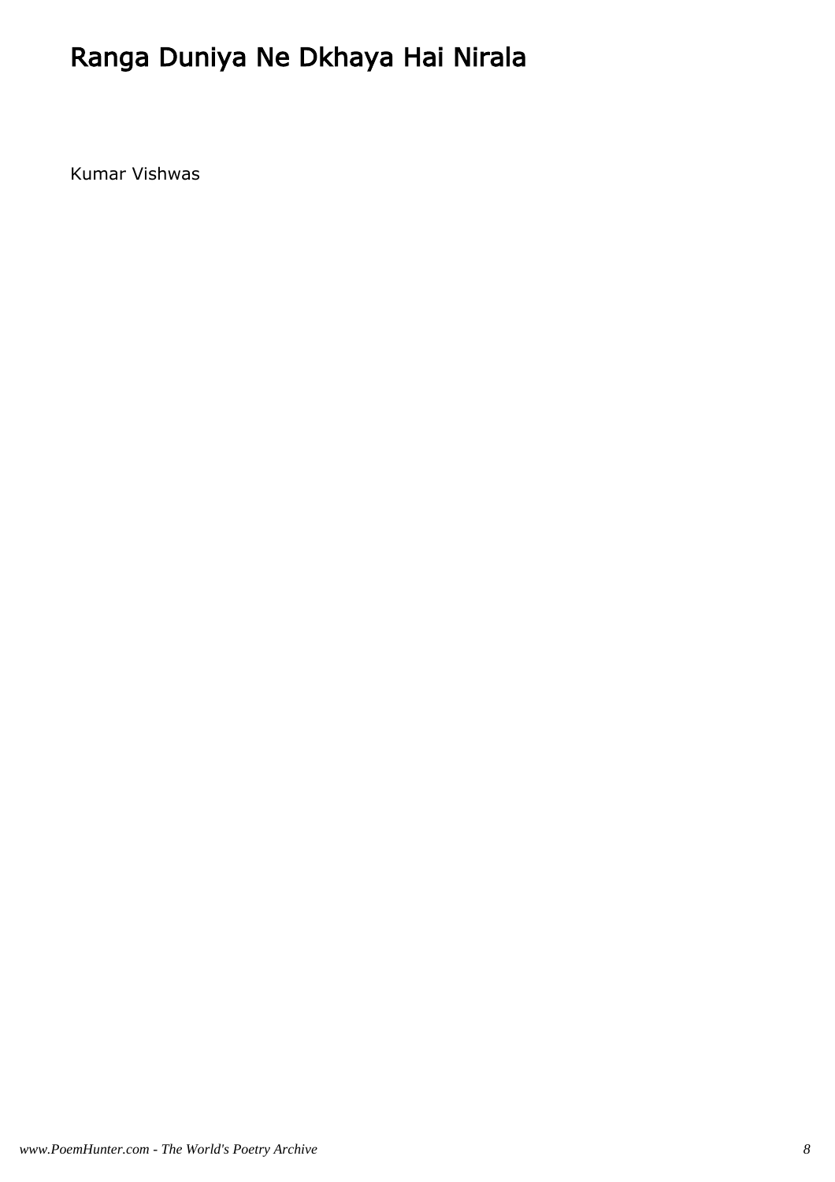# Ranga Duniya Ne Dkhaya Hai Nirala

Kumar Vishwas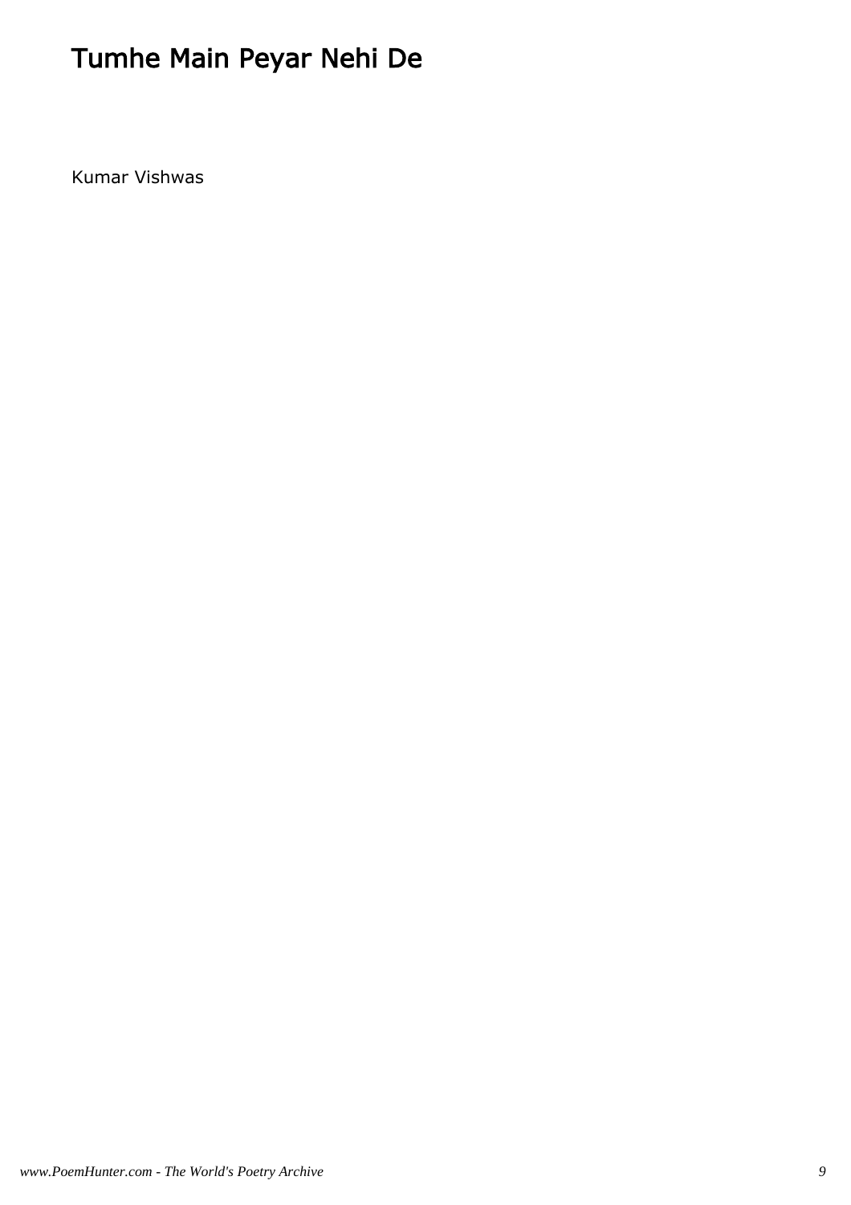# Tumhe Main Peyar Nehi De

Kumar Vishwas